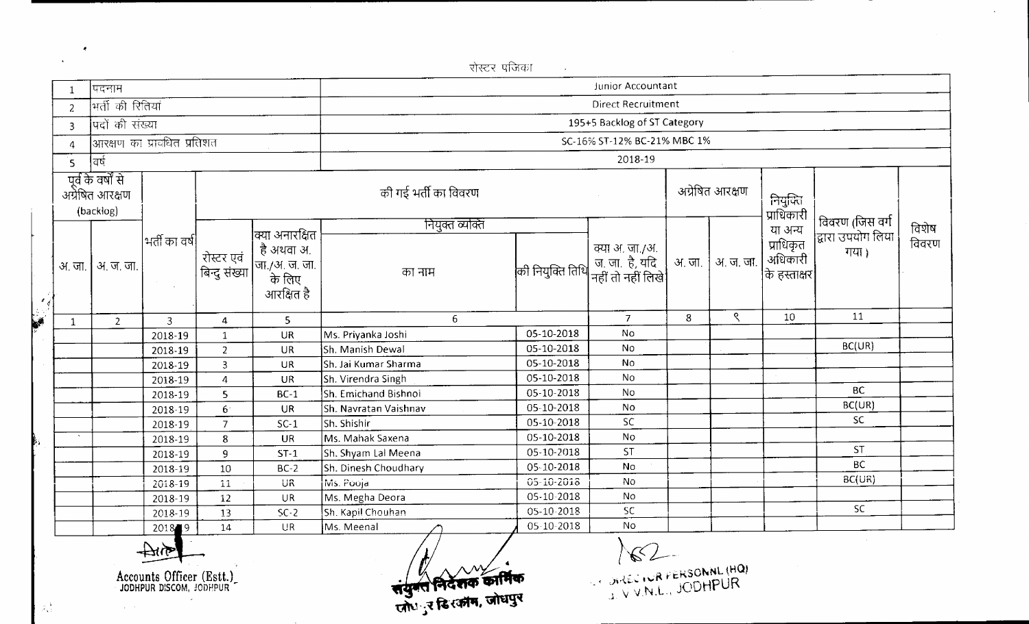रोस्टर पंजिका

| | | |
|---|---|---|
| 1 | पदनाम | Junior Accountant |
| 2 | भर्ती की रीतियां | Direct Recruitment |
| 3 | पदों की संख्या | 195+5 Backlog of ST Category |
| 4 | आरक्षण का प्रावधित प्रतिशत | SC-16% ST-12% BC-21% MBC 1% |
| 5 | वर्ष | 2018-19 |

| पूर्व के वर्षों से अग्रेषित आरक्षण (backlog) | | भर्ती का वर्ष | की गई भर्ती का विवरण | | | | | अग्रेषित आरक्षण | | नियुक्ति प्राधिकारी या अन्य प्राधिकृत अधिकारी के हस्ताक्षर | विवरण (जिस वर्ग द्वारा उपयोग लिया गया) | विशेष विवरण |
|---|---|---|---|---|---|---|---|---|---|---|---|---|
| | | | | | नियुक्त व्यक्ति | | | | | | | |
| अ. जा. | अ. ज. जा. | | रोस्टर एवं बिन्दु संख्या | क्या अनारक्षित है अथवा अ. जा./अ. ज. जा. के लिए आरक्षित है | का नाम | की नियुक्ति तिथि | क्या अ. जा./अ. ज. जा. है, यदि नहीं तो नहीं लिखे | अ. जा. | अ. ज. जा. | | | |
| 1 | 2 | 3 | 4 | 5 | 6 | | 7 | 8 | ९ | 10 | 11 | |
| | | 2018-19 | 1 | UR | Ms. Priyanka Joshi | 05-10-2018 | No | | | | | |
| | | 2018-19 | 2 | UR | Sh. Manish Dewal | 05-10-2018 | No | | | | BC(UR) | |
| | | 2018-19 | 3 | UR | Sh. Jai Kumar Sharma | 05-10-2018 | No | | | | | |
| | | 2018-19 | 4 | UR | Sh. Virendra Singh | 05-10-2018 | No | | | | | |
| | | 2018-19 | 5 | BC-1 | Sh. Emichand Bishnoi | 05-10-2018 | No | | | | BC | |
| | | 2018-19 | 6 | UR | Sh. Navratan Vaishnav | 05-10-2018 | No | | | | BC(UR) | |
| | | 2018-19 | 7 | SC-1 | Sh. Shishir | 05-10-2018 | SC | | | | SC | |
| | | 2018-19 | 8 | UR | Ms. Mahak Saxena | 05-10-2018 | No | | | | | |
| | | 2018-19 | 9 | ST-1 | Sh. Shyam Lal Meena | 05-10-2018 | ST | | | | ST | |
| | | 2018-19 | 10 | BC-2 | Sh. Dinesh Choudhary | 05-10-2018 | No | | | | BC | |
| | | 2018-19 | 11 | UR | Ms. Pooja | 05-10-2018 | No | | | | BC(UR) | |
| | | 2018-19 | 12 | UR | Ms. Megha Deora | 05-10-2018 | No | | | | | |
| | | 2018-19 | 13 | SC-2 | Sh. Kapil Chouhan | 05-10-2018 | SC | | | | SC | |
| | | 2018-19 | 14 | UR | Ms. Meenal | 05-10-2018 | No | | | | | |

Accounts Officer (Estt.)
JODHPUR DISCOM, JODHPUR

संयुक्त निदेशक कार्मिक
जोधपुर डिस्कॉम, जोधपुर

DIRECTOR PERSONNL (HQ)
J. V.V.N.L., JODHPUR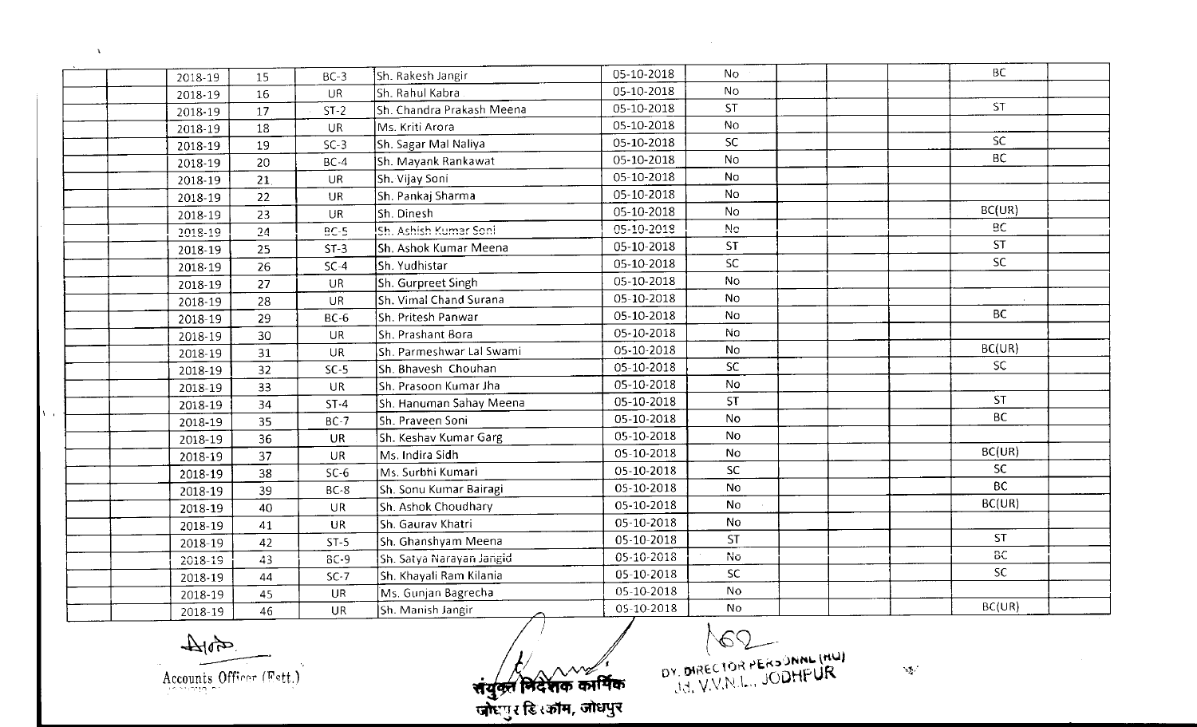| | | | | | | | | | | | | |
|---|---|---|---|---|---|---|---|---|---|---|---|---|
| | | 2018-19 | 15 | BC-3 | Sh. Rakesh Jangir | 05-10-2018 | No | | | | BC | |
| | | 2018-19 | 16 | UR | Sh. Rahul Kabra | 05-10-2018 | No | | | | | |
| | | 2018-19 | 17 | ST-2 | Sh. Chandra Prakash Meena | 05-10-2018 | ST | | | | ST | |
| | | 2018-19 | 18 | UR | Ms. Kriti Arora | 05-10-2018 | No | | | | | |
| | | 2018-19 | 19 | SC-3 | Sh. Sagar Mal Naliya | 05-10-2018 | SC | | | | SC | |
| | | 2018-19 | 20 | BC-4 | Sh. Mayank Rankawat | 05-10-2018 | No | | | | BC | |
| | | 2018-19 | 21 | UR | Sh. Vijay Soni | 05-10-2018 | No | | | | | |
| | | 2018-19 | 22 | UR | Sh. Pankaj Sharma | 05-10-2018 | No | | | | | |
| | | 2018-19 | 23 | UR | Sh. Dinesh | 05-10-2018 | No | | | | BC(UR) | |
| | | 2018-19 | 24 | BC-5 | Sh. Ashish Kumar Soni | 05-10-2018 | No | | | | BC | |
| | | 2018-19 | 25 | ST-3 | Sh. Ashok Kumar Meena | 05-10-2018 | ST | | | | ST | |
| | | 2018-19 | 26 | SC-4 | Sh. Yudhistar | 05-10-2018 | SC | | | | SC | |
| | | 2018-19 | 27 | UR | Sh. Gurpreet Singh | 05-10-2018 | No | | | | | |
| | | 2018-19 | 28 | UR | Sh. Vimal Chand Surana | 05-10-2018 | No | | | | | |
| | | 2018-19 | 29 | BC-6 | Sh. Pritesh Panwar | 05-10-2018 | No | | | | BC | |
| | | 2018-19 | 30 | UR | Sh. Prashant Bora | 05-10-2018 | No | | | | | |
| | | 2018-19 | 31 | UR | Sh. Parmeshwar Lal Swami | 05-10-2018 | No | | | | BC(UR) | |
| | | 2018-19 | 32 | SC-5 | Sh. Bhavesh Chouhan | 05-10-2018 | SC | | | | SC | |
| | | 2018-19 | 33 | UR | Sh. Prasoon Kumar Jha | 05-10-2018 | No | | | | | |
| | | 2018-19 | 34 | ST-4 | Sh. Hanuman Sahay Meena | 05-10-2018 | ST | | | | ST | |
| | | 2018-19 | 35 | BC-7 | Sh. Praveen Soni | 05-10-2018 | No | | | | BC | |
| | | 2018-19 | 36 | UR | Sh. Keshav Kumar Garg | 05-10-2018 | No | | | | | |
| | | 2018-19 | 37 | UR | Ms. Indira Sidh | 05-10-2018 | No | | | | BC(UR) | |
| | | 2018-19 | 38 | SC-6 | Ms. Surbhi Kumari | 05-10-2018 | SC | | | | SC | |
| | | 2018-19 | 39 | BC-8 | Sh. Sonu Kumar Bairagi | 05-10-2018 | No | | | | BC | |
| | | 2018-19 | 40 | UR | Sh. Ashok Choudhary | 05-10-2018 | No | | | | BC(UR) | |
| | | 2018-19 | 41 | UR | Sh. Gaurav Khatri | 05-10-2018 | No | | | | | |
| | | 2018-19 | 42 | ST-5 | Sh. Ghanshyam Meena | 05-10-2018 | ST | | | | ST | |
| | | 2018-19 | 43 | BC-9 | Sh. Satya Narayan Jangid | 05-10-2018 | No | | | | BC | |
| | | 2018-19 | 44 | SC-7 | Sh. Khayali Ram Kilania | 05-10-2018 | SC | | | | SC | |
| | | 2018-19 | 45 | UR | Ms. Gunjan Bagrecha | 05-10-2018 | No | | | | | |
| | | 2018-19 | 46 | UR | Sh. Manish Jangir | 05-10-2018 | No | | | | BC(UR) | |

Accounts Officer (Estt.)

संयुक्त निदेशक कार्मिक
जोधपुर डिस्कॉम, जोधपुर

DY. DIRECTOR PERSONNEL (HQ)
J.d. V.V.N.L., JODHPUR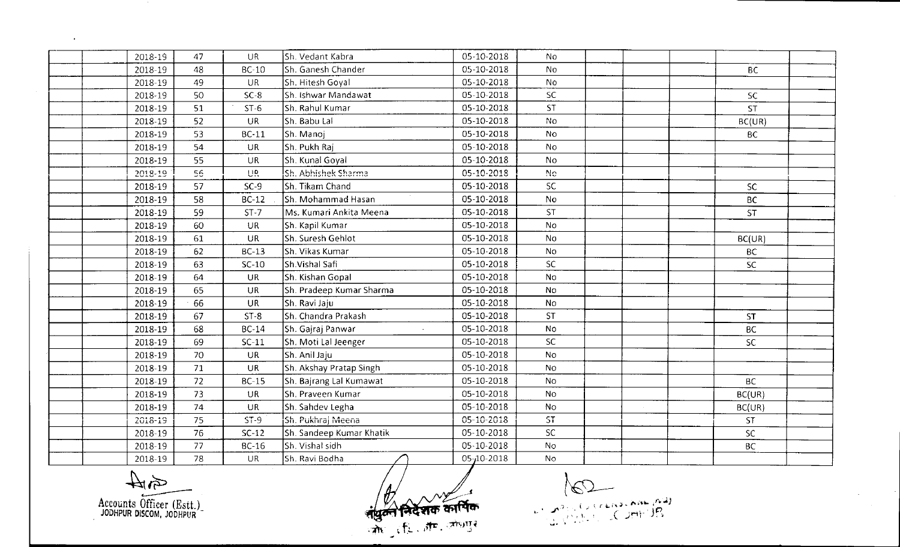| | | | | | | | | | | | |
|---|---|---|---|---|---|---|---|---|---|---|---|
| | | 2018-19 | 47 | UR | Sh. Vedant Kabra | 05-10-2018 | No | | | | |
| | | 2018-19 | 48 | BC-10 | Sh. Ganesh Chander | 05-10-2018 | No | | | | BC |
| | | 2018-19 | 49 | UR | Sh. Hitesh Goyal | 05-10-2018 | No | | | | |
| | | 2018-19 | 50 | SC-8 | Sh. Ishwar Mandawat | 05-10-2018 | SC | | | | SC |
| | | 2018-19 | 51 | ST-6 | Sh. Rahul Kumar | 05-10-2018 | ST | | | | ST |
| | | 2018-19 | 52 | UR | Sh. Babu Lal | 05-10-2018 | No | | | | BC(UR) |
| | | 2018-19 | 53 | BC-11 | Sh. Manoj | 05-10-2018 | No | | | | BC |
| | | 2018-19 | 54 | UR | Sh. Pukh Raj | 05-10-2018 | No | | | | |
| | | 2018-19 | 55 | UR | Sh. Kunal Goyal | 05-10-2018 | No | | | | |
| | | 2018-19 | 56 | UR | Sh. Abhishek Sharma | 05-10-2018 | No | | | | |
| | | 2018-19 | 57 | SC-9 | Sh. Tikam Chand | 05-10-2018 | SC | | | | SC |
| | | 2018-19 | 58 | BC-12 | Sh. Mohammad Hasan | 05-10-2018 | No | | | | BC |
| | | 2018-19 | 59 | ST-7 | Ms. Kumari Ankita Meena | 05-10-2018 | ST | | | | ST |
| | | 2018-19 | 60 | UR | Sh. Kapil Kumar | 05-10-2018 | No | | | | |
| | | 2018-19 | 61 | UR | Sh. Suresh Gehlot | 05-10-2018 | No | | | | BC(UR) |
| | | 2018-19 | 62 | BC-13 | Sh. Vikas Kumar | 05-10-2018 | No | | | | BC |
| | | 2018-19 | 63 | SC-10 | Sh.Vishal Safi | 05-10-2018 | SC | | | | SC |
| | | 2018-19 | 64 | UR | Sh. Kishan Gopal | 05-10-2018 | No | | | | |
| | | 2018-19 | 65 | UR | Sh. Pradeep Kumar Sharma | 05-10-2018 | No | | | | |
| | | 2018-19 | 66 | UR | Sh. Ravi Jaju | 05-10-2018 | No | | | | |
| | | 2018-19 | 67 | ST-8 | Sh. Chandra Prakash | 05-10-2018 | ST | | | | ST |
| | | 2018-19 | 68 | BC-14 | Sh. Gajraj Panwar | 05-10-2018 | No | | | | BC |
| | | 2018-19 | 69 | SC-11 | Sh. Moti Lal Jeenger | 05-10-2018 | SC | | | | SC |
| | | 2018-19 | 70 | UR | Sh. Anil Jaju | 05-10-2018 | No | | | | |
| | | 2018-19 | 71 | UR | Sh. Akshay Pratap Singh | 05-10-2018 | No | | | | |
| | | 2018-19 | 72 | BC-15 | Sh. Bajrang Lal Kumawat | 05-10-2018 | No | | | | BC |
| | | 2018-19 | 73 | UR | Sh. Praveen Kumar | 05-10-2018 | No | | | | BC(UR) |
| | | 2018-19 | 74 | UR | Sh. Sahdev Legha | 05-10-2018 | No | | | | BC(UR) |
| | | 2018-19 | 75 | ST-9 | Sh. Pukhraj Meena | 05-10-2018 | ST | | | | ST |
| | | 2018-19 | 76 | SC-12 | Sh. Sandeep Kumar Khatik | 05-10-2018 | SC | | | | SC |
| | | 2018-19 | 77 | BC-16 | Sh. Vishal sidh | 05-10-2018 | No | | | | BC |
| | | 2018-19 | 78 | UR | Sh. Ravi Bodha | 05-10-2018 | No | | | | |

Accounts Officer (Estt.)
JODHPUR DISCOM, JODHPUR

संयुक्त निदेशक कार्मिक
जो. वि. वि. नि., जोधपुर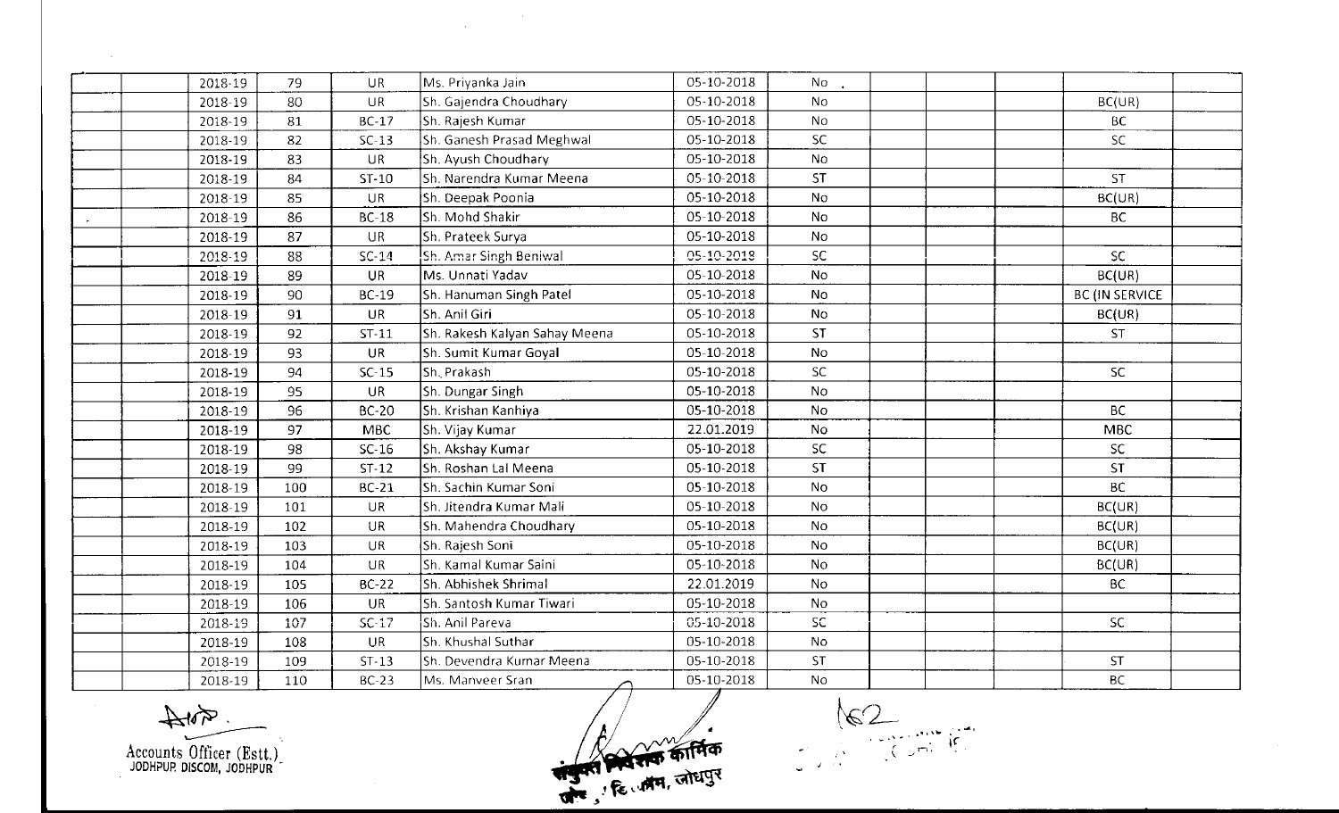| | | | | | | | | | | | | |
|---|---|---|---|---|---|---|---|---|---|---|---|---|
| | | 2018-19 | 79 | UR | Ms. Priyanka Jain | 05-10-2018 | No | | | | | |
| | | 2018-19 | 80 | UR | Sh. Gajendra Choudhary | 05-10-2018 | No | | | | BC(UR) | |
| | | 2018-19 | 81 | BC-17 | Sh. Rajesh Kumar | 05-10-2018 | No | | | | BC | |
| | | 2018-19 | 82 | SC-13 | Sh. Ganesh Prasad Meghwal | 05-10-2018 | SC | | | | SC | |
| | | 2018-19 | 83 | UR | Sh. Ayush Choudhary | 05-10-2018 | No | | | | | |
| | | 2018-19 | 84 | ST-10 | Sh. Narendra Kumar Meena | 05-10-2018 | ST | | | | ST | |
| | | 2018-19 | 85 | UR | Sh. Deepak Poonia | 05-10-2018 | No | | | | BC(UR) | |
| | | 2018-19 | 86 | BC-18 | Sh. Mohd Shakir | 05-10-2018 | No | | | | BC | |
| | | 2018-19 | 87 | UR | Sh. Prateek Surya | 05-10-2018 | No | | | | | |
| | | 2018-19 | 88 | SC-14 | Sh. Amar Singh Beniwal | 05-10-2018 | SC | | | | SC | |
| | | 2018-19 | 89 | UR | Ms. Unnati Yadav | 05-10-2018 | No | | | | BC(UR) | |
| | | 2018-19 | 90 | BC-19 | Sh. Hanuman Singh Patel | 05-10-2018 | No | | | | BC (IN SERVICE | |
| | | 2018-19 | 91 | UR | Sh. Anil Giri | 05-10-2018 | No | | | | BC(UR) | |
| | | 2018-19 | 92 | ST-11 | Sh. Rakesh Kalyan Sahay Meena | 05-10-2018 | ST | | | | ST | |
| | | 2018-19 | 93 | UR | Sh. Sumit Kumar Goyal | 05-10-2018 | No | | | | | |
| | | 2018-19 | 94 | SC-15 | Sh. Prakash | 05-10-2018 | SC | | | | SC | |
| | | 2018-19 | 95 | UR | Sh. Dungar Singh | 05-10-2018 | No | | | | | |
| | | 2018-19 | 96 | BC-20 | Sh. Krishan Kanhiya | 05-10-2018 | No | | | | BC | |
| | | 2018-19 | 97 | MBC | Sh. Vijay Kumar | 22.01.2019 | No | | | | MBC | |
| | | 2018-19 | 98 | SC-16 | Sh. Akshay Kumar | 05-10-2018 | SC | | | | SC | |
| | | 2018-19 | 99 | ST-12 | Sh. Roshan Lal Meena | 05-10-2018 | ST | | | | ST | |
| | | 2018-19 | 100 | BC-21 | Sh. Sachin Kumar Soni | 05-10-2018 | No | | | | BC | |
| | | 2018-19 | 101 | UR | Sh. Jitendra Kumar Mali | 05-10-2018 | No | | | | BC(UR) | |
| | | 2018-19 | 102 | UR | Sh. Mahendra Choudhary | 05-10-2018 | No | | | | BC(UR) | |
| | | 2018-19 | 103 | UR | Sh. Rajesh Soni | 05-10-2018 | No | | | | BC(UR) | |
| | | 2018-19 | 104 | UR | Sh. Kamal Kumar Saini | 05-10-2018 | No | | | | BC(UR) | |
| | | 2018-19 | 105 | BC-22 | Sh. Abhishek Shrimal | 22.01.2019 | No | | | | BC | |
| | | 2018-19 | 106 | UR | Sh. Santosh Kumar Tiwari | 05-10-2018 | No | | | | | |
| | | 2018-19 | 107 | SC-17 | Sh. Anil Pareva | 05-10-2018 | SC | | | | SC | |
| | | 2018-19 | 108 | UR | Sh. Khushal Suthar | 05-10-2018 | No | | | | | |
| | | 2018-19 | 109 | ST-13 | Sh. Devendra Kumar Meena | 05-10-2018 | ST | | | | ST | |
| | | 2018-19 | 110 | BC-23 | Ms. Manveer Sran | 05-10-2018 | No | | | | BC | |

Accounts Officer (Estt.)
JODHPUR DISCOM, JODHPUR

संयुक्त निदेशक कार्मिक
जो. डि. वि. नि., जोधपुर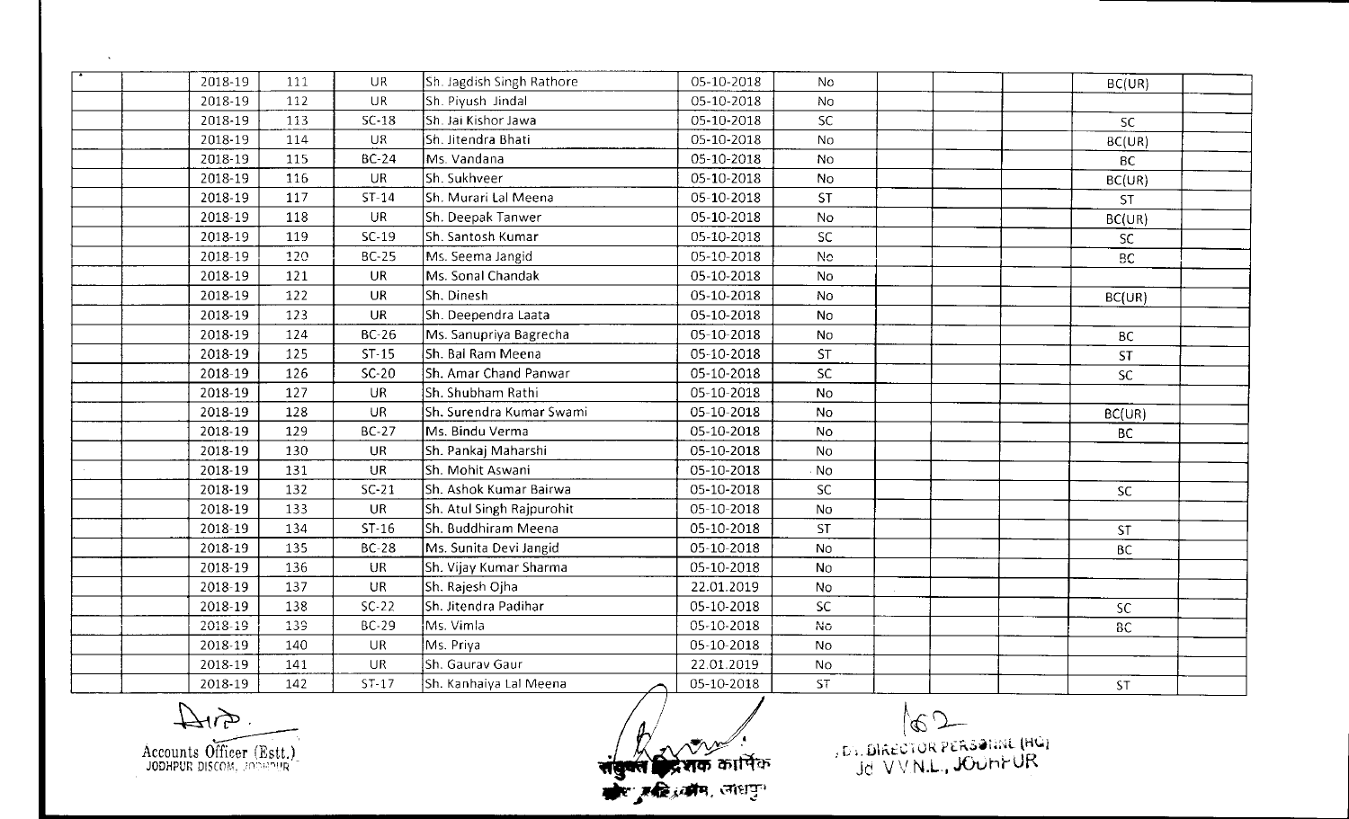| | | | | | | | | | | | | |
|---|---|---|---|---|---|---|---|---|---|---|---|---|
| | | 2018-19 | 111 | UR | Sh. Jagdish Singh Rathore | 05-10-2018 | No | | | | BC(UR) | |
| | | 2018-19 | 112 | UR | Sh. Piyush Jindal | 05-10-2018 | No | | | | | |
| | | 2018-19 | 113 | SC-18 | Sh. Jai Kishor Jawa | 05-10-2018 | SC | | | | SC | |
| | | 2018-19 | 114 | UR | Sh. Jitendra Bhati | 05-10-2018 | No | | | | BC(UR) | |
| | | 2018-19 | 115 | BC-24 | Ms. Vandana | 05-10-2018 | No | | | | BC | |
| | | 2018-19 | 116 | UR | Sh. Sukhveer | 05-10-2018 | No | | | | BC(UR) | |
| | | 2018-19 | 117 | ST-14 | Sh. Murari Lal Meena | 05-10-2018 | ST | | | | ST | |
| | | 2018-19 | 118 | UR | Sh. Deepak Tanwer | 05-10-2018 | No | | | | BC(UR) | |
| | | 2018-19 | 119 | SC-19 | Sh. Santosh Kumar | 05-10-2018 | SC | | | | SC | |
| | | 2018-19 | 120 | BC-25 | Ms. Seema Jangid | 05-10-2018 | No | | | | BC | |
| | | 2018-19 | 121 | UR | Ms. Sonal Chandak | 05-10-2018 | No | | | | | |
| | | 2018-19 | 122 | UR | Sh. Dinesh | 05-10-2018 | No | | | | BC(UR) | |
| | | 2018-19 | 123 | UR | Sh. Deependra Laata | 05-10-2018 | No | | | | | |
| | | 2018-19 | 124 | BC-26 | Ms. Sanupriya Bagrecha | 05-10-2018 | No | | | | BC | |
| | | 2018-19 | 125 | ST-15 | Sh. Bal Ram Meena | 05-10-2018 | ST | | | | ST | |
| | | 2018-19 | 126 | SC-20 | Sh. Amar Chand Panwar | 05-10-2018 | SC | | | | SC | |
| | | 2018-19 | 127 | UR | Sh. Shubham Rathi | 05-10-2018 | No | | | | | |
| | | 2018-19 | 128 | UR | Sh. Surendra Kumar Swami | 05-10-2018 | No | | | | BC(UR) | |
| | | 2018-19 | 129 | BC-27 | Ms. Bindu Verma | 05-10-2018 | No | | | | BC | |
| | | 2018-19 | 130 | UR | Sh. Pankaj Maharshi | 05-10-2018 | No | | | | | |
| | | 2018-19 | 131 | UR | Sh. Mohit Aswani | 05-10-2018 | No | | | | | |
| | | 2018-19 | 132 | SC-21 | Sh. Ashok Kumar Bairwa | 05-10-2018 | SC | | | | SC | |
| | | 2018-19 | 133 | UR | Sh. Atul Singh Rajpurohit | 05-10-2018 | No | | | | | |
| | | 2018-19 | 134 | ST-16 | Sh. Buddhiram Meena | 05-10-2018 | ST | | | | ST | |
| | | 2018-19 | 135 | BC-28 | Ms. Sunita Devi Jangid | 05-10-2018 | No | | | | BC | |
| | | 2018-19 | 136 | UR | Sh. Vijay Kumar Sharma | 05-10-2018 | No | | | | | |
| | | 2018-19 | 137 | UR | Sh. Rajesh Ojha | 22.01.2019 | No | | | | | |
| | | 2018-19 | 138 | SC-22 | Sh. Jitendra Padihar | 05-10-2018 | SC | | | | SC | |
| | | 2018-19 | 139 | BC-29 | Ms. Vimla | 05-10-2018 | No | | | | BC | |
| | | 2018-19 | 140 | UR | Ms. Priya | 05-10-2018 | No | | | | | |
| | | 2018-19 | 141 | UR | Sh. Gaurav Gaur | 22.01.2019 | No | | | | | |
| | | 2018-19 | 142 | ST-17 | Sh. Kanhaiya Lal Meena | 05-10-2018 | ST | | | | ST | |

Accounts Officer (Estt.)
JODHPUR DISCOM, JODHPUR

संयुक्त निदेशक कार्मिक
जोधपुर डिस्कॉम, जोधपुर

Dy. DIRECTOR PERSONNEL (HQ)
Jd VVNL, JODHPUR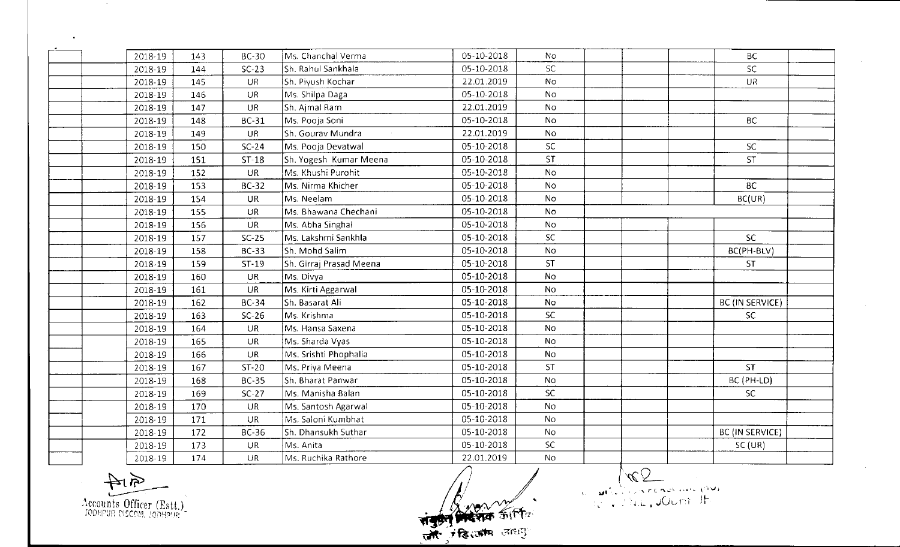| | | | | | | | | | | | | |
|---|---|---|---|---|---|---|---|---|---|---|---|---|
| | | 2018-19 | 143 | BC-30 | Ms. Chanchal Verma | 05-10-2018 | No | | | | BC | |
| | | 2018-19 | 144 | SC-23 | Sh. Rahul Sankhala | 05-10-2018 | SC | | | | SC | |
| | | 2018-19 | 145 | UR | Sh. Piyush Kochar | 22.01.2019 | No | | | | UR | |
| | | 2018-19 | 146 | UR | Ms. Shilpa Daga | 05-10-2018 | No | | | | | |
| | | 2018-19 | 147 | UR | Sh. Ajmal Ram | 22.01.2019 | No | | | | | |
| | | 2018-19 | 148 | BC-31 | Ms. Pooja Soni | 05-10-2018 | No | | | | BC | |
| | | 2018-19 | 149 | UR | Sh. Gourav Mundra | 22.01.2019 | No | | | | | |
| | | 2018-19 | 150 | SC-24 | Ms. Pooja Devatwal | 05-10-2018 | SC | | | | SC | |
| | | 2018-19 | 151 | ST-18 | Sh. Yogesh Kumar Meena | 05-10-2018 | ST | | | | ST | |
| | | 2018-19 | 152 | UR | Ms. Khushi Purohit | 05-10-2018 | No | | | | | |
| | | 2018-19 | 153 | BC-32 | Ms. Nirma Khicher | 05-10-2018 | No | | | | BC | |
| | | 2018-19 | 154 | UR | Ms. Neelam | 05-10-2018 | No | | | | BC(UR) | |
| | | 2018-19 | 155 | UR | Ms. Bhawana Chechani | 05-10-2018 | No | | | | | |
| | | 2018-19 | 156 | UR | Ms. Abha Singhal | 05-10-2018 | No | | | | | |
| | | 2018-19 | 157 | SC-25 | Ms. Lakshmi Sankhla | 05-10-2018 | SC | | | | SC | |
| | | 2018-19 | 158 | BC-33 | Sh. Mohd Salim | 05-10-2018 | No | | | | BC(PH-BLV) | |
| | | 2018-19 | 159 | ST-19 | Sh. Girraj Prasad Meena | 05-10-2018 | ST | | | | ST | |
| | | 2018-19 | 160 | UR | Ms. Divya | 05-10-2018 | No | | | | | |
| | | 2018-19 | 161 | UR | Ms. Kirti Aggarwal | 05-10-2018 | No | | | | | |
| | | 2018-19 | 162 | BC-34 | Sh. Basarat Ali | 05-10-2018 | No | | | | BC (IN SERVICE) | |
| | | 2018-19 | 163 | SC-26 | Ms. Krishma | 05-10-2018 | SC | | | | SC | |
| | | 2018-19 | 164 | UR | Ms. Hansa Saxena | 05-10-2018 | No | | | | | |
| | | 2018-19 | 165 | UR | Ms. Sharda Vyas | 05-10-2018 | No | | | | | |
| | | 2018-19 | 166 | UR | Ms. Srishti Phophalia | 05-10-2018 | No | | | | | |
| | | 2018-19 | 167 | ST-20 | Ms. Priya Meena | 05-10-2018 | ST | | | | ST | |
| | | 2018-19 | 168 | BC-35 | Sh. Bharat Panwar | 05-10-2018 | No | | | | BC (PH-LD) | |
| | | 2018-19 | 169 | SC-27 | Ms. Manisha Balan | 05-10-2018 | SC | | | | SC | |
| | | 2018-19 | 170 | UR | Ms. Santosh Agarwal | 05-10-2018 | No | | | | | |
| | | 2018-19 | 171 | UR | Ms. Saloni Kumbhat | 05-10-2018 | No | | | | | |
| | | 2018-19 | 172 | BC-36 | Sh. Dhansukh Suthar | 05-10-2018 | No | | | | BC (IN SERVICE) | |
| | | 2018-19 | 173 | UR | Ms. Anita | 05-10-2018 | SC | | | | SC (UR) | |
| | | 2018-19 | 174 | UR | Ms. Ruchika Rathore | 22.01.2019 | No | | | | | |

Accounts Officer (Estt.)
JODHPUR DISCOM, JODHPUR

संयुक्त निदेशक कार्मिक
जो. वि.वि.नि.लि. जोधपुर

... PERSONNEL (HQ)
... JODHPUR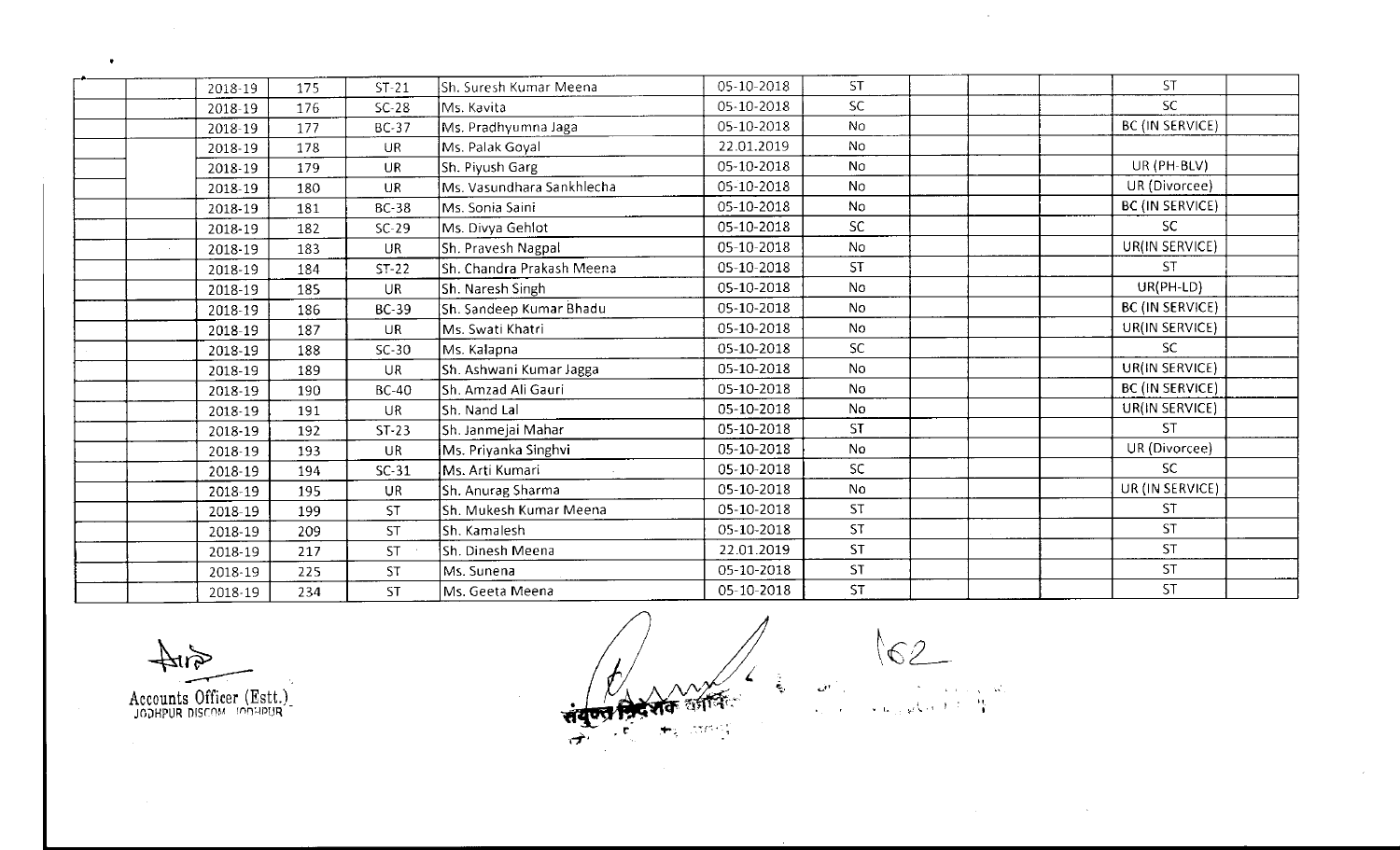| | | | | | | | | | | | | |
|---|---|---|---|---|---|---|---|---|---|---|---|---|
| | | 2018-19 | 175 | ST-21 | Sh. Suresh Kumar Meena | 05-10-2018 | ST | | | | ST | |
| | | 2018-19 | 176 | SC-28 | Ms. Kavita | 05-10-2018 | SC | | | | SC | |
| | | 2018-19 | 177 | BC-37 | Ms. Pradhyumna Jaga | 05-10-2018 | No | | | | BC (IN SERVICE) | |
| | | 2018-19 | 178 | UR | Ms. Palak Goyal | 22.01.2019 | No | | | | | |
| | | 2018-19 | 179 | UR | Sh. Piyush Garg | 05-10-2018 | No | | | | UR (PH-BLV) | |
| | | 2018-19 | 180 | UR | Ms. Vasundhara Sankhlecha | 05-10-2018 | No | | | | UR (Divorcee) | |
| | | 2018-19 | 181 | BC-38 | Ms. Sonia Saini | 05-10-2018 | No | | | | BC (IN SERVICE) | |
| | | 2018-19 | 182 | SC-29 | Ms. Divya Gehlot | 05-10-2018 | SC | | | | SC | |
| | | 2018-19 | 183 | UR | Sh. Pravesh Nagpal | 05-10-2018 | No | | | | UR(IN SERVICE) | |
| | | 2018-19 | 184 | ST-22 | Sh. Chandra Prakash Meena | 05-10-2018 | ST | | | | ST | |
| | | 2018-19 | 185 | UR | Sh. Naresh Singh | 05-10-2018 | No | | | | UR(PH-LD) | |
| | | 2018-19 | 186 | BC-39 | Sh. Sandeep Kumar Bhadu | 05-10-2018 | No | | | | BC (IN SERVICE) | |
| | | 2018-19 | 187 | UR | Ms. Swati Khatri | 05-10-2018 | No | | | | UR(IN SERVICE) | |
| | | 2018-19 | 188 | SC-30 | Ms. Kalapna | 05-10-2018 | SC | | | | SC | |
| | | 2018-19 | 189 | UR | Sh. Ashwani Kumar Jagga | 05-10-2018 | No | | | | UR(IN SERVICE) | |
| | | 2018-19 | 190 | BC-40 | Sh. Amzad Ali Gauri | 05-10-2018 | No | | | | BC (IN SERVICE) | |
| | | 2018-19 | 191 | UR | Sh. Nand Lal | 05-10-2018 | No | | | | UR(IN SERVICE) | |
| | | 2018-19 | 192 | ST-23 | Sh. Janmejai Mahar | 05-10-2018 | ST | | | | ST | |
| | | 2018-19 | 193 | UR | Ms. Priyanka Singhvi | 05-10-2018 | No | | | | UR (Divorcee) | |
| | | 2018-19 | 194 | SC-31 | Ms. Arti Kumari | 05-10-2018 | SC | | | | SC | |
| | | 2018-19 | 195 | UR | Sh. Anurag Sharma | 05-10-2018 | No | | | | UR (IN SERVICE) | |
| | | 2018-19 | 199 | ST | Sh. Mukesh Kumar Meena | 05-10-2018 | ST | | | | ST | |
| | | 2018-19 | 209 | ST | Sh. Kamalesh | 05-10-2018 | ST | | | | ST | |
| | | 2018-19 | 217 | ST | Sh. Dinesh Meena | 22.01.2019 | ST | | | | ST | |
| | | 2018-19 | 225 | ST | Ms. Sunena | 05-10-2018 | ST | | | | ST | |
| | | 2018-19 | 234 | ST | Ms. Geeta Meena | 05-10-2018 | ST | | | | ST | |

Accounts Officer (Estt.)
JODHPUR DISCOM JODHPUR

संयुक्त निदेशक कार्मिक

162